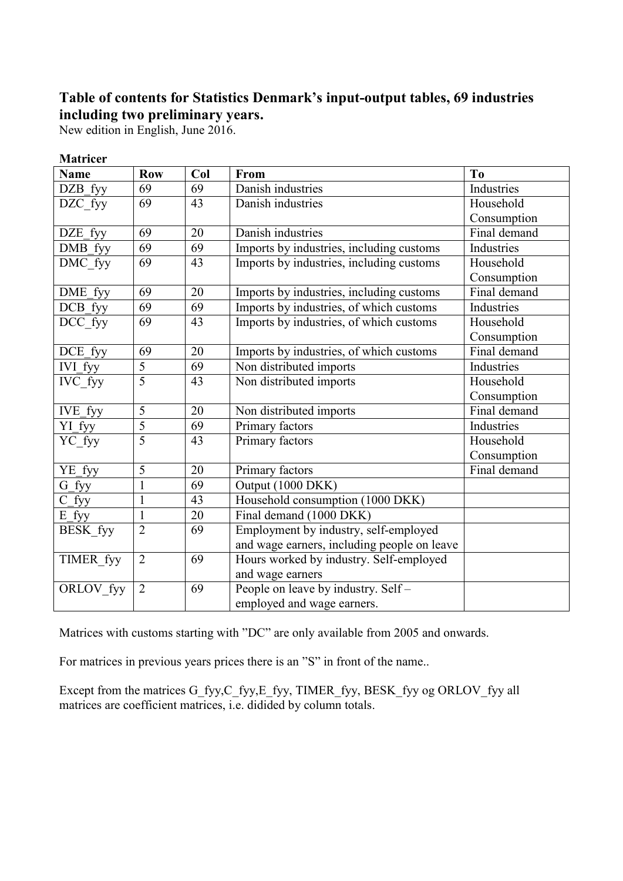## Table of contents for Statistics Denmark's input-output tables, 69 industries including two preliminary years.

New edition in English, June 2016.

**Matricer**

| Name | Row | Col | From | To |
|---|---|---|---|---|
| DZB_fyy | 69 | 69 | Danish industries | Industries |
| DZC_fyy | 69 | 43 | Danish industries | Household Consumption |
| DZE_fyy | 69 | 20 | Danish industries | Final demand |
| DMB_fyy | 69 | 69 | Imports by industries, including customs | Industries |
| DMC_fyy | 69 | 43 | Imports by industries, including customs | Household Consumption |
| DME_fyy | 69 | 20 | Imports by industries, including customs | Final demand |
| DCB_fyy | 69 | 69 | Imports by industries, of which customs | Industries |
| DCC_fyy | 69 | 43 | Imports by industries, of which customs | Household Consumption |
| DCE_fyy | 69 | 20 | Imports by industries, of which customs | Final demand |
| IVI_fyy | 5 | 69 | Non distributed imports | Industries |
| IVC_fyy | 5 | 43 | Non distributed imports | Household Consumption |
| IVE_fyy | 5 | 20 | Non distributed imports | Final demand |
| YI_fyy | 5 | 69 | Primary factors | Industries |
| YC_fyy | 5 | 43 | Primary factors | Household Consumption |
| YE_fyy | 5 | 20 | Primary factors | Final demand |
| G_fyy | 1 | 69 | Output (1000 DKK) | |
| C_fyy | 1 | 43 | Household consumption (1000 DKK) | |
| E_fyy | 1 | 20 | Final demand (1000 DKK) | |
| BESK_fyy | 2 | 69 | Employment by industry, self-employed and wage earners, including people on leave | |
| TIMER_fyy | 2 | 69 | Hours worked by industry. Self-employed and wage earners | |
| ORLOV_fyy | 2 | 69 | People on leave by industry. Self – employed and wage earners. | |

Matrices with customs starting with "DC" are only available from 2005 and onwards.

For matrices in previous years prices there is an "S" in front of the name..

Except from the matrices G_fyy,C_fyy,E_fyy, TIMER_fyy, BESK_fyy og ORLOV_fyy all matrices are coefficient matrices, i.e. dided by column totals.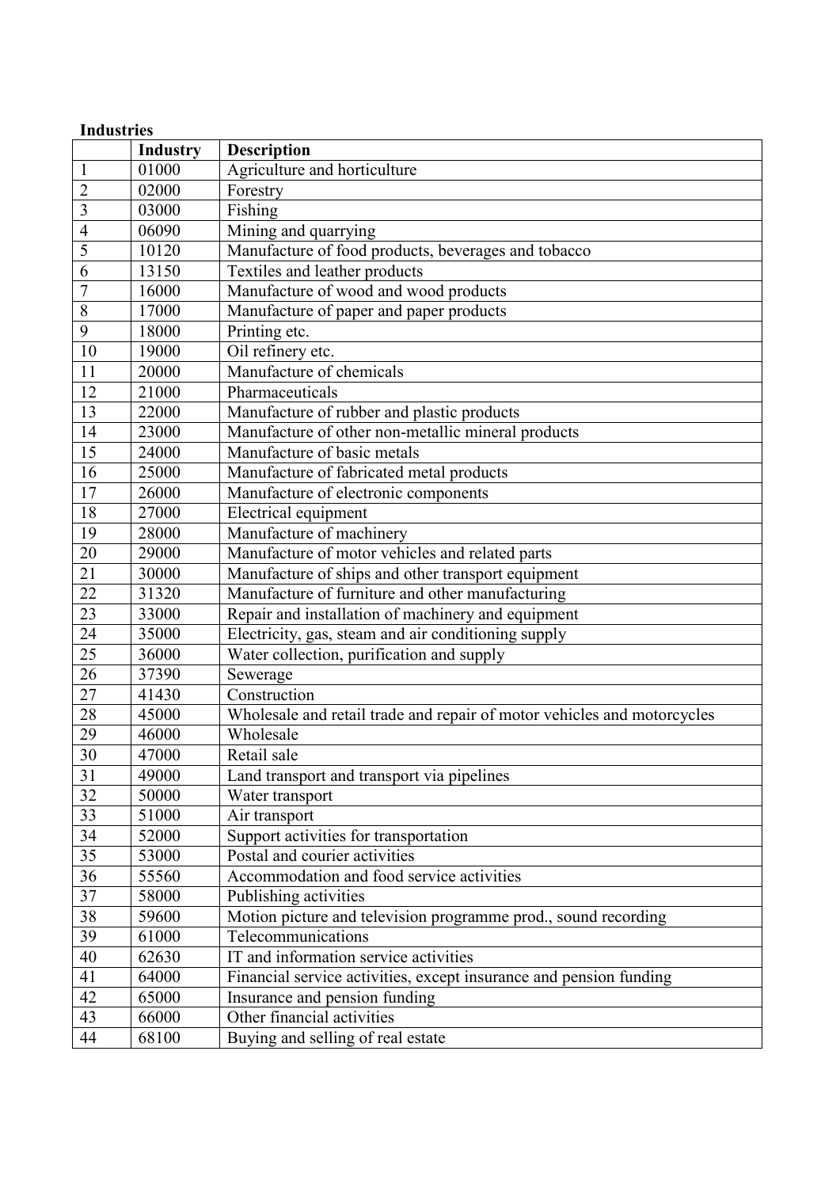**Industries**

| | Industry | Description |
|---|---|---|
| 1 | 01000 | Agriculture and horticulture |
| 2 | 02000 | Forestry |
| 3 | 03000 | Fishing |
| 4 | 06090 | Mining and quarrying |
| 5 | 10120 | Manufacture of food products, beverages and tobacco |
| 6 | 13150 | Textiles and leather products |
| 7 | 16000 | Manufacture of wood and wood products |
| 8 | 17000 | Manufacture of paper and paper products |
| 9 | 18000 | Printing etc. |
| 10 | 19000 | Oil refinery etc. |
| 11 | 20000 | Manufacture of chemicals |
| 12 | 21000 | Pharmaceuticals |
| 13 | 22000 | Manufacture of rubber and plastic products |
| 14 | 23000 | Manufacture of other non-metallic mineral products |
| 15 | 24000 | Manufacture of basic metals |
| 16 | 25000 | Manufacture of fabricated metal products |
| 17 | 26000 | Manufacture of electronic components |
| 18 | 27000 | Electrical equipment |
| 19 | 28000 | Manufacture of machinery |
| 20 | 29000 | Manufacture of motor vehicles and related parts |
| 21 | 30000 | Manufacture of ships and other transport equipment |
| 22 | 31320 | Manufacture of furniture and other manufacturing |
| 23 | 33000 | Repair and installation of machinery and equipment |
| 24 | 35000 | Electricity, gas, steam and air conditioning supply |
| 25 | 36000 | Water collection, purification and supply |
| 26 | 37390 | Sewerage |
| 27 | 41430 | Construction |
| 28 | 45000 | Wholesale and retail trade and repair of motor vehicles and motorcycles |
| 29 | 46000 | Wholesale |
| 30 | 47000 | Retail sale |
| 31 | 49000 | Land transport and transport via pipelines |
| 32 | 50000 | Water transport |
| 33 | 51000 | Air transport |
| 34 | 52000 | Support activities for transportation |
| 35 | 53000 | Postal and courier activities |
| 36 | 55560 | Accommodation and food service activities |
| 37 | 58000 | Publishing activities |
| 38 | 59600 | Motion picture and television programme prod., sound recording |
| 39 | 61000 | Telecommunications |
| 40 | 62630 | IT and information service activities |
| 41 | 64000 | Financial service activities, except insurance and pension funding |
| 42 | 65000 | Insurance and pension funding |
| 43 | 66000 | Other financial activities |
| 44 | 68100 | Buying and selling of real estate |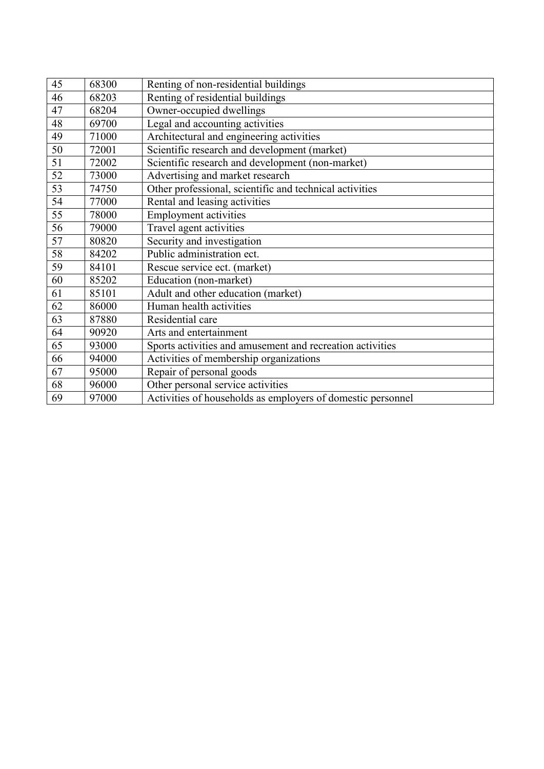| 45 | 68300 | Renting of non-residential buildings |
|---|---|---|
| 46 | 68203 | Renting of residential buildings |
| 47 | 68204 | Owner-occupied dwellings |
| 48 | 69700 | Legal and accounting activities |
| 49 | 71000 | Architectural and engineering activities |
| 50 | 72001 | Scientific research and development (market) |
| 51 | 72002 | Scientific research and development (non-market) |
| 52 | 73000 | Advertising and market research |
| 53 | 74750 | Other professional, scientific and technical activities |
| 54 | 77000 | Rental and leasing activities |
| 55 | 78000 | Employment activities |
| 56 | 79000 | Travel agent activities |
| 57 | 80820 | Security and investigation |
| 58 | 84202 | Public administration ect. |
| 59 | 84101 | Rescue service ect. (market) |
| 60 | 85202 | Education (non-market) |
| 61 | 85101 | Adult and other education (market) |
| 62 | 86000 | Human health activities |
| 63 | 87880 | Residential care |
| 64 | 90920 | Arts and entertainment |
| 65 | 93000 | Sports activities and amusement and recreation activities |
| 66 | 94000 | Activities of membership organizations |
| 67 | 95000 | Repair of personal goods |
| 68 | 96000 | Other personal service activities |
| 69 | 97000 | Activities of households as employers of domestic personnel |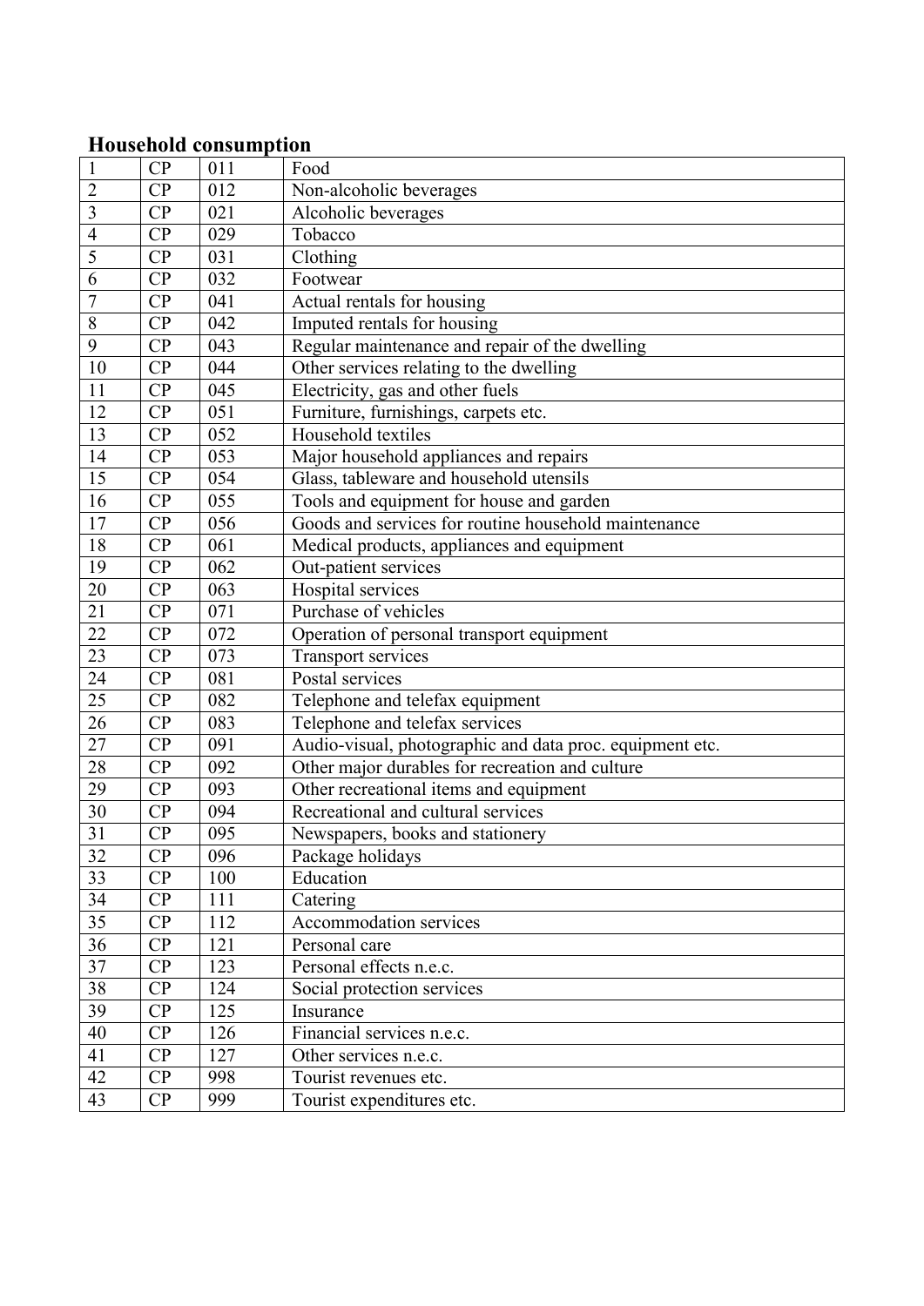## Household consumption

| | | | |
|---|---|---|---|
| 1 | CP | 011 | Food |
| 2 | CP | 012 | Non-alcoholic beverages |
| 3 | CP | 021 | Alcoholic beverages |
| 4 | CP | 029 | Tobacco |
| 5 | CP | 031 | Clothing |
| 6 | CP | 032 | Footwear |
| 7 | CP | 041 | Actual rentals for housing |
| 8 | CP | 042 | Imputed rentals for housing |
| 9 | CP | 043 | Regular maintenance and repair of the dwelling |
| 10 | CP | 044 | Other services relating to the dwelling |
| 11 | CP | 045 | Electricity, gas and other fuels |
| 12 | CP | 051 | Furniture, furnishings, carpets etc. |
| 13 | CP | 052 | Household textiles |
| 14 | CP | 053 | Major household appliances and repairs |
| 15 | CP | 054 | Glass, tableware and household utensils |
| 16 | CP | 055 | Tools and equipment for house and garden |
| 17 | CP | 056 | Goods and services for routine household maintenance |
| 18 | CP | 061 | Medical products, appliances and equipment |
| 19 | CP | 062 | Out-patient services |
| 20 | CP | 063 | Hospital services |
| 21 | CP | 071 | Purchase of vehicles |
| 22 | CP | 072 | Operation of personal transport equipment |
| 23 | CP | 073 | Transport services |
| 24 | CP | 081 | Postal services |
| 25 | CP | 082 | Telephone and telefax equipment |
| 26 | CP | 083 | Telephone and telefax services |
| 27 | CP | 091 | Audio-visual, photographic and data proc. equipment etc. |
| 28 | CP | 092 | Other major durables for recreation and culture |
| 29 | CP | 093 | Other recreational items and equipment |
| 30 | CP | 094 | Recreational and cultural services |
| 31 | CP | 095 | Newspapers, books and stationery |
| 32 | CP | 096 | Package holidays |
| 33 | CP | 100 | Education |
| 34 | CP | 111 | Catering |
| 35 | CP | 112 | Accommodation services |
| 36 | CP | 121 | Personal care |
| 37 | CP | 123 | Personal effects n.e.c. |
| 38 | CP | 124 | Social protection services |
| 39 | CP | 125 | Insurance |
| 40 | CP | 126 | Financial services n.e.c. |
| 41 | CP | 127 | Other services n.e.c. |
| 42 | CP | 998 | Tourist revenues etc. |
| 43 | CP | 999 | Tourist expenditures etc. |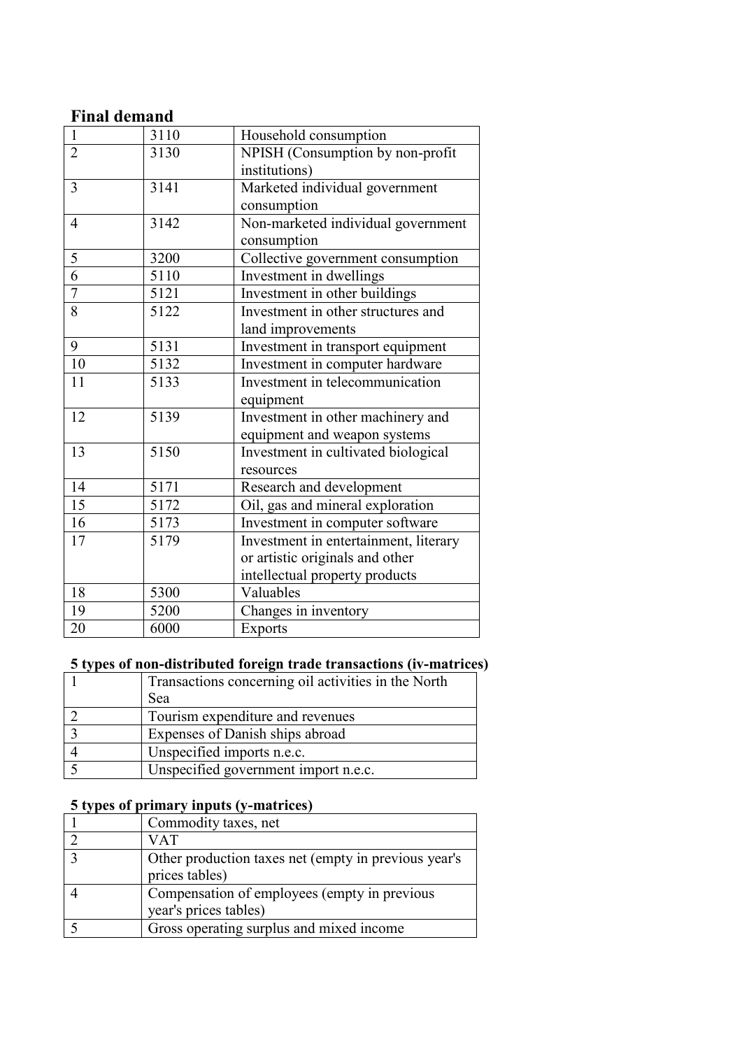## Final demand

| | | |
|---|---|---|
| 1 | 3110 | Household consumption |
| 2 | 3130 | NPISH (Consumption by non-profit institutions) |
| 3 | 3141 | Marketed individual government consumption |
| 4 | 3142 | Non-marketed individual government consumption |
| 5 | 3200 | Collective government consumption |
| 6 | 5110 | Investment in dwellings |
| 7 | 5121 | Investment in other buildings |
| 8 | 5122 | Investment in other structures and land improvements |
| 9 | 5131 | Investment in transport equipment |
| 10 | 5132 | Investment in computer hardware |
| 11 | 5133 | Investment in telecommunication equipment |
| 12 | 5139 | Investment in other machinery and equipment and weapon systems |
| 13 | 5150 | Investment in cultivated biological resources |
| 14 | 5171 | Research and development |
| 15 | 5172 | Oil, gas and mineral exploration |
| 16 | 5173 | Investment in computer software |
| 17 | 5179 | Investment in entertainment, literary or artistic originals and other intellectual property products |
| 18 | 5300 | Valuables |
| 19 | 5200 | Changes in inventory |
| 20 | 6000 | Exports |

## 5 types of non-distributed foreign trade transactions (iv-matrices)

| | |
|---|---|
| 1 | Transactions concerning oil activities in the North Sea |
| 2 | Tourism expenditure and revenues |
| 3 | Expenses of Danish ships abroad |
| 4 | Unspecified imports n.e.c. |
| 5 | Unspecified government import n.e.c. |

## 5 types of primary inputs (y-matrices)

| | |
|---|---|
| 1 | Commodity taxes, net |
| 2 | VAT |
| 3 | Other production taxes net (empty in previous year's prices tables) |
| 4 | Compensation of employees (empty in previous year's prices tables) |
| 5 | Gross operating surplus and mixed income |